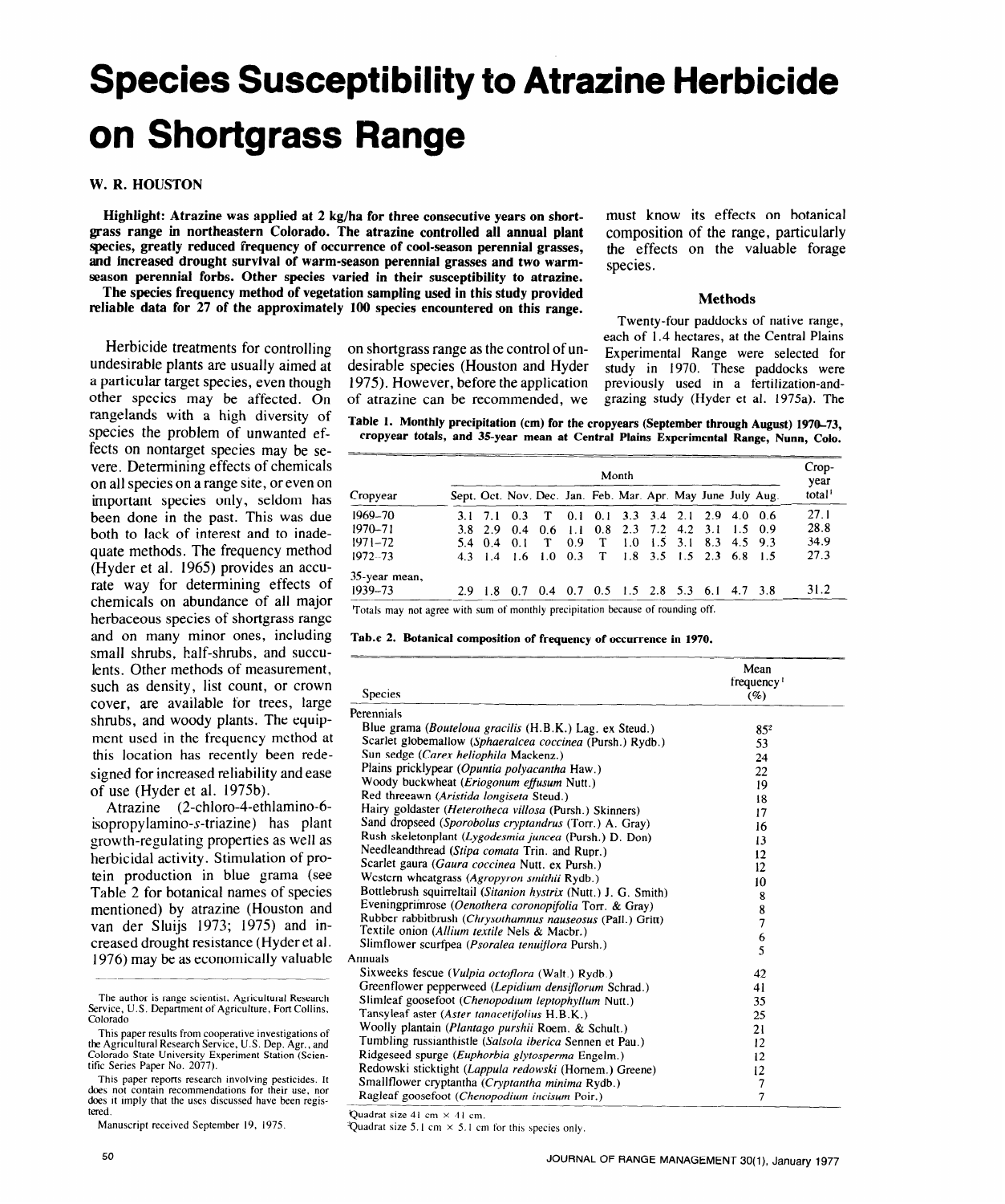# Species Susceptibility to Atrazine Herbicide on Shortgrass Range

**W. R. HOUSTON**

**Highlight: Atrazine was applied at 2 kg/ha for three consecutive years on shortgrass range in northeastern Colorado. The atrazine controlled all annual plant species, greatly reduced frequency of occurrence of cool-season perennial grasses, and increased drought survival of warm-season perennial grasses and two warm-season perennial forbs. Other species varied in their susceptibility to atrazine.**

**The species frequency method of vegetation sampling used in this study provided reliable data for 27 of the approximately 100 species encountered on this range.**

Herbicide treatments for controlling undesirable plants are usually aimed at a particular target species, even though other species may be affected. On rangelands with a high diversity of species the problem of unwanted effects on nontarget species may be severe. Determining effects of chemicals on all species on a range site, or even on important species only, seldom has been done in the past. This was due both to lack of interest and to inadequate methods. The frequency method (Hyder et al. 1965) provides an accurate way for determining effects of chemicals on abundance of all major herbaceous species of shortgrass range and on many minor ones, including small shrubs, half-shrubs, and succulents. Other methods of measurement, such as density, list count, or crown cover, are available for trees, large shrubs, and woody plants. The equipment used in the frequency method at this location has recently been redesigned for increased reliability and ease of use (Hyder et al. 1975b).

Atrazine (2-chloro-4-ethlamino-6-isopropylamino-*s*-triazine) has plant growth-regulating properties as well as herbicidal activity. Stimulation of protein production in blue grama (see Table 2 for botanical names of species mentioned) by atrazine (Houston and van der Sluijs 1973; 1975) and increased drought resistance (Hyder et al. 1976) may be as economically valuable on shortgrass range as the control of undesirable species (Houston and Hyder 1975). However, before the application of atrazine can be recommended, we must know its effects on botanical composition of the range, particularly the effects on the valuable forage species.

The author is range scientist, Agricultural Research Service, U.S. Department of Agriculture, Fort Collins, Colorado

This paper results from cooperative investigations of the Agricultural Research Service, U.S. Dep. Agr., and Colorado State University Experiment Station (Scientific Series Paper No. 2077).

This paper reports research involving pesticides. It does not contain recommendations for their use, nor does it imply that the uses discussed have been registered.

Manuscript received September 19, 1975.

## Methods

Twenty-four paddocks of native range, each of 1.4 hectares, at the Central Plains Experimental Range were selected for study in 1970. These paddocks were previously used in a fertilization-and-grazing study (Hyder et al. 1975a). The

**Table 1. Monthly precipitation (cm) for the cropyears (September through August) 1970–73, cropyear totals, and 35-year mean at Central Plains Experimental Range, Nunn, Colo.**

| Cropyear | Sept. | Oct. | Nov. | Dec. | Jan. | Feb. | Mar. | Apr. | May | June | July | Aug. | Crop-year total[1] |
|---|---|---|---|---|---|---|---|---|---|---|---|---|---|
| 1969–70 | 3.1 | 7.1 | 0.3 | T | 0.1 | 0.1 | 3.3 | 3.4 | 2.1 | 2.9 | 4.0 | 0.6 | 27.1 |
| 1970–71 | 3.8 | 2.9 | 0.4 | 0.6 | 1.1 | 0.8 | 2.3 | 7.2 | 4.2 | 3.1 | 1.5 | 0.9 | 28.8 |
| 1971–72 | 5.4 | 0.4 | 0.1 | T | 0.9 | T | 1.0 | 1.5 | 3.1 | 8.3 | 4.5 | 9.3 | 34.9 |
| 1972–73 | 4.3 | 1.4 | 1.6 | 1.0 | 0.3 | T | 1.8 | 3.5 | 1.5 | 2.3 | 6.8 | 1.5 | 27.3 |
| 35-year mean, 1939–73 | 2.9 | 1.8 | 0.7 | 0.4 | 0.7 | 0.5 | 1.5 | 2.8 | 5.3 | 6.1 | 4.7 | 3.8 | 31.2 |

[1]Totals may not agree with sum of monthly precipitation because of rounding off.

**Table 2. Botanical composition of frequency of occurrence in 1970.**

| Species | Mean frequency[1] (%) |
|---|---|
| **Perennials** | |
| Blue grama (*Bouteloua gracilis* (H.B.K.) Lag. ex Steud.) | 85[2] |
| Scarlet globemallow (*Sphaeralcea coccinea* (Pursh.) Rydb.) | 53 |
| Sun sedge (*Carex heliophila* Mackenz.) | 24 |
| Plains pricklypear (*Opuntia polyacantha* Haw.) | 22 |
| Woody buckwheat (*Eriogonum effusum* Nutt.) | 19 |
| Red threeawn (*Aristida longiseta* Steud.) | 18 |
| Hairy goldaster (*Heterotheca villosa* (Pursh.) Skinners) | 17 |
| Sand dropseed (*Sporobolus cryptandrus* (Torr.) A. Gray) | 16 |
| Rush skeletonplant (*Lygodesmia juncea* (Pursh.) D. Don) | 13 |
| Needleandthread (*Stipa comata* Trin. and Rupr.) | 12 |
| Scarlet gaura (*Gaura coccinea* Nutt. ex Pursh.) | 12 |
| Western wheatgrass (*Agropyron smithii* Rydb.) | 10 |
| Bottlebrush squirreltail (*Sitanion hystrix* (Nutt.) J. G. Smith) | 8 |
| Eveningprimrose (*Oenothera coronopifolia* Torr. & Gray) | 8 |
| Rubber rabbitbrush (*Chrysothamnus nauseosus* (Pall.) Gritt) | 7 |
| Textile onion (*Allium textile* Nels & Macbr.) | 6 |
| Slimflower scurfpea (*Psoralea tenuiflora* Pursh.) | 5 |
| **Annuals** | |
| Sixweeks fescue (*Vulpia octoflora* (Walt.) Rydb.) | 42 |
| Greenflower pepperweed (*Lepidium densiflorum* Schrad.) | 41 |
| Slimleaf goosefoot (*Chenopodium leptophyllum* Nutt.) | 35 |
| Tansyleaf aster (*Aster tanacetifolius* H.B.K.) | 25 |
| Woolly plantain (*Plantago purshii* Roem. & Schult.) | 21 |
| Tumbling russianthistle (*Salsola iberica* Sennen et Pau.) | 12 |
| Ridgeseed spurge (*Euphorbia glytosperma* Engelm.) | 12 |
| Redowski sticktight (*Lappula redowski* (Hornem.) Greene) | 12 |
| Smallflower cryptantha (*Cryptantha minima* Rydb.) | 7 |
| Ragleaf goosefoot (*Chenopodium incisum* Poir.) | 7 |

[1]Quadrat size 41 cm × 41 cm.
[2]Quadrat size 5.1 cm × 5.1 cm for this species only.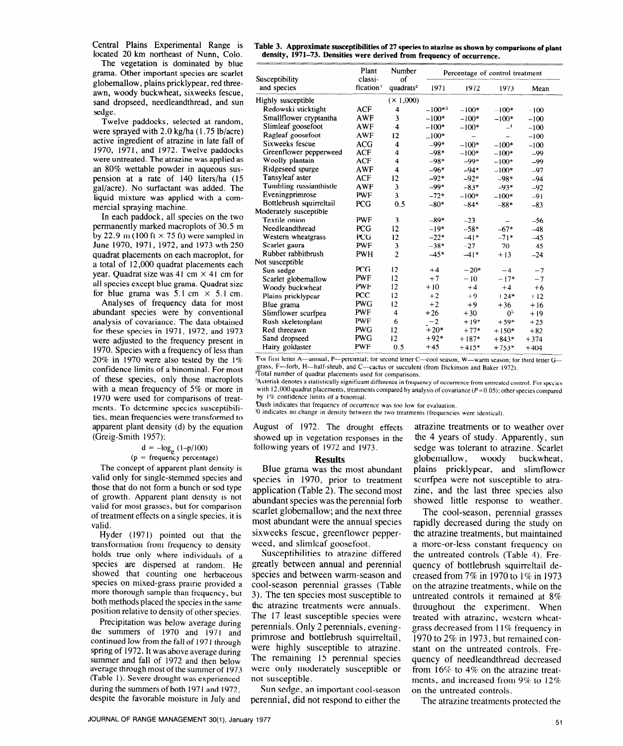Central Plains Experimental Range is located 20 km northeast of Nunn, Colo.

The vegetation is dominated by blue grama. Other important species are scarlet globemallow, plains pricklypear, red threeawn, woody buckwheat, sixweeks fescue, sand dropseed, needleandthread, and sun sedge.

Twelve paddocks, selected at random, were sprayed with 2.0 kg/ha (1.75 lb/acre) active ingredient of atrazine in late fall of 1970, 1971, and 1972. Twelve paddocks were untreated. The atrazine was applied as an 80% wettable powder in aqueous suspension at a rate of 140 liters/ha (15 gal/acre). No surfactant was added. The liquid mixture was applied with a commercial spraying machine.

In each paddock, all species on the two permanently marked macroplots of 30.5 m by 22.9 m (100 ft × 75 ft) were sampled in June 1970, 1971, 1972, and 1973 wth 250 quadrat placements on each macroplot, for a total of 12,000 quadrat placements each year. Quadrat size was 41 cm × 41 cm for all species except blue grama. Quadrat size for blue grama was 5.1 cm × 5.1 cm.

Analyses of frequency data for most abundant species were by conventional analysis of covariance. The data obtained for these species in 1971, 1972, and 1973 were adjusted to the frequency present in 1970. Species with a frequency of less than 20% in 1970 were also tested by the 1% confidence limits of a binominal. For most of these species, only those macroplots with a mean frequency of 5% or more in 1970 were used for comparisons of treatments. To determine species susceptibilities, mean frequencies were transformed to apparent plant density (d) by the equation (Greig-Smith 1957):

$$d = -\log_e (1-p/100)$$

(p = frequency percentage)

The concept of apparent plant density is valid only for single-stemmed species and those that do not form a bunch or sod type of growth. Apparent plant density is not valid for most grasses, but for comparison of treatment effects on a single species, it is valid.

Hyder (1971) pointed out that the transformation from frequency to density holds true only where individuals of a species are dispersed at random. He showed that counting one herbaceous species on mixed-grass prairie provided a more thorough sample than frequency, but both methods placed the species in the same position relative to density of other species.

Precipitation was below average during the summers of 1970 and 1971 and continued low from the fall of 1971 through spring of 1972. It was above average during summer and fall of 1972 and then below average through most of the summer of 1973 (Table 1). Severe drought was experienced during the summers of both 1971 and 1972, despite the favorable moisture in July and August of 1972. The drought effects showed up in vegetation responses in the following years of 1972 and 1973.

**Table 3. Approximate susceptibilities of 27 species to atazine as shown by comparisons of plant density, 1971–73. Densities were derived from frequency of occurrence.**

| Susceptibility and species | Plant classification[1] | Number of quadrats[2] | Percentage of control treatment | | | |
|---|---|---|---|---|---|---|
| | | | 1971 | 1972 | 1973 | Mean |
| Highly susceptible | | (× 1,000) | | | | |
| Redowski sticktight | ACF | 4 | −100*[3] | −100* | −100* | −100 |
| Smallflower cryptantha | AWF | 3 | −100* | −100* | −100* | −100 |
| Slimleaf goosefoot | AWF | 4 | −100* | −100* | –[4] | −100 |
| Ragleaf goosefoot | AWF | 12 | −100* | – | – | −100 |
| Sixweeks fescue | ACG | 4 | −99* | −100* | −100* | −100 |
| Greenflower pepperweed | ACF | 4 | −98* | −100* | −100* | −99 |
| Woolly plantain | ACF | 4 | −98* | −99* | −100* | −99 |
| Ridgeseed spurge | AWF | 4 | −96* | −94* | −100* | −97 |
| Tansyleaf aster | ACF | 12 | −92* | −92* | −98* | −94 |
| Tumbling russianthistle | AWF | 3 | −99* | −83* | −93* | −92 |
| Eveningprimrose | PWF | 3 | −72* | −100* | −100* | −91 |
| Bottlebrush squirreltail | PCG | 0.5 | −80* | −84* | −88* | −83 |
| Moderately susceptible | | | | | | |
| Textile onion | PWF | 3 | −89* | −23 | – | −56 |
| Needleandthread | PCG | 12 | −19* | −58* | −67* | −48 |
| Western wheatgrass | PCG | 12 | −22* | −41* | −71* | −45 |
| Scarlet gaura | PWF | 3 | −38* | −27 | 70 | 45 |
| Rubber rabbitbrush | PWH | 2 | −45* | −41* | +13 | −24 |
| Not susceptible | | | | | | |
| Sun sedge | PCG | 12 | +4 | −20* | −4 | −7 |
| Scarlet globemallow | PWF | 12 | +7 | −10 | −17* | −7 |
| Woody buckwheat | PWF | 12 | +10 | +4 | +4 | +6 |
| Plains pricklypear | PCC | 12 | +2 | +9 | +24* | +12 |
| Blue grama | PWG | 12 | +2 | +9 | +36 | +16 |
| Slimflower scurfpea | PWF | 4 | +26 | +30 | 0[5] | +19 |
| Rush skeletonplant | PWF | 6 | −2 | +19* | +59* | +25 |
| Red threeawn | PWG | 12 | +20* | +77* | +150* | +82 |
| Sand dropseed | PWG | 12 | +92* | +187* | +843* | +374 |
| Hairy goldaster | PWF | 0.5 | +45 | +415* | +753* | +404 |

[1]For first letter A—annual, P—perennial; for second letter C—cool season, W—warm season; for third letter G—grass, F—forb, H—half-shrub, and C—cactus or succulent (from Dickinson and Baker 1972).

[2]Total number of quadrat placements used for comparisons.

[3]Asterisk denotes a statistically significant difference in frequency of occurrence from untreated control. For species with 12,000 quadrat placements, treatments compared by analysis of covariance ($P = 0.05$); other species compared by 1% confidence limits of a binomial.

[4]Dash indicates that frequency of occurrence was too low for evaluation.

[5]0 indicates no change in density between the two treatments (frequencies were identical).

## Results

Blue grama was the most abundant species in 1970, prior to treatment application (Table 2). The second most abundant species was the perennial forb scarlet globemallow; and the next three most abundant were the annual species sixweeks fescue, greenflower pepperweed, and slimleaf goosefoot.

Susceptibilities to atrazine differed greatly between annual and perennial species and between warm-season and cool-season perennial grasses (Table 3). The ten species most susceptible to the atrazine treatments were annuals. The 17 least susceptible species were perennials. Only 2 perennials, eveningprimrose and bottlebrush squirreltail, were highly susceptible to atrazine. The remaining 15 perennial species were only moderately susceptible or not susceptible.

Sun sedge, an important cool-season perennial, did not respond to either the atrazine treatments or to weather over the 4 years of study. Apparently, sun sedge was tolerant to atrazine. Scarlet globemallow, woody buckwheat, plains pricklypear, and slimflower scurfpea were not susceptible to atrazine, and the last three species also showed little response to weather.

The cool-season, perennial grasses rapidly decreased during the study on the atrazine treatments, but maintained a more-or-less constant frequency on the untreated controls (Table 4). Frequency of bottlebrush squirreltail decreased from 7% in 1970 to 1% in 1973 on the atrazine treatments, while on the untreated controls it remained at 8% throughout the experiment. When treated with atrazine, western wheatgrass decreased from 11% frequency in 1970 to 2% in 1973, but remained constant on the untreated controls. Frequency of needleandthread decreased from 16% to 4% on the atrazine treatments, and increased from 9% to 12% on the untreated controls.

The atrazine treatments protected the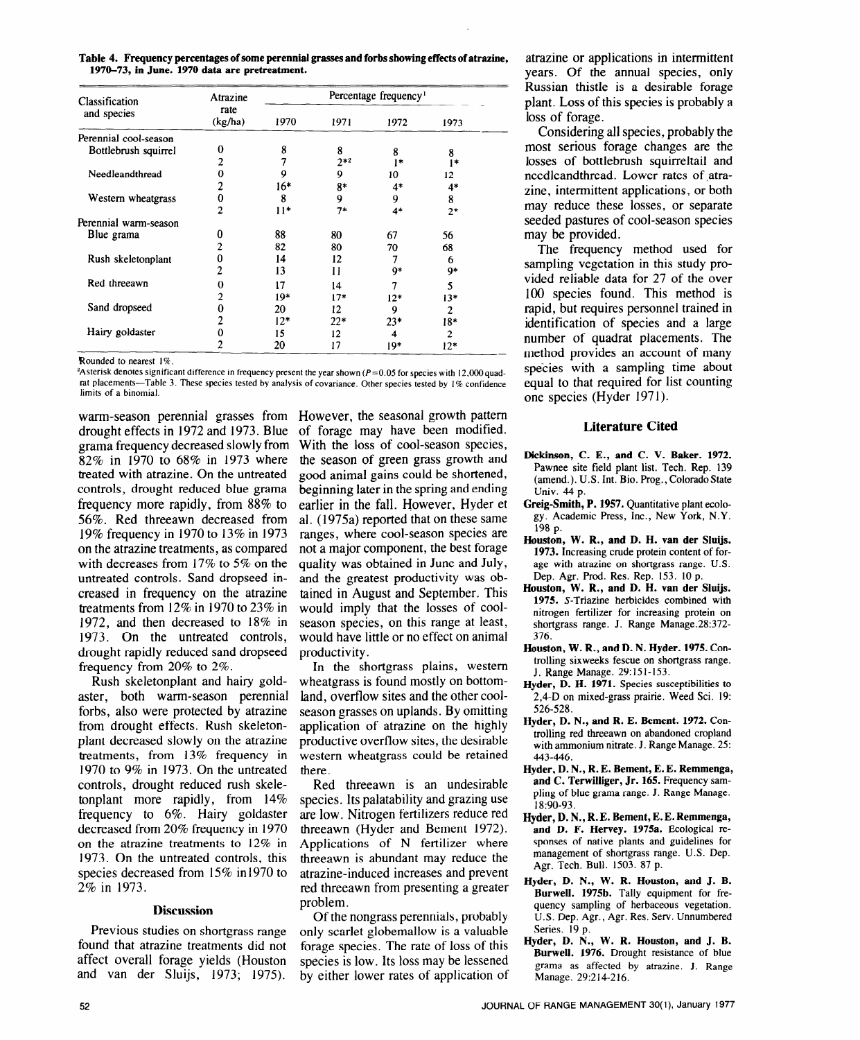**Table 4. Frequency percentages of some perennial grasses and forbs showing effects of atrazine, 1970–73, in June. 1970 data are pretreatment.**

| Classification and species | Atrazine rate (kg/ha) | Percentage frequency[1] | | | |
|---|---|---|---|---|---|
| | | 1970 | 1971 | 1972 | 1973 |
| Perennial cool-season | | | | | |
| Bottlebrush squirrel | 0 | 8 | 8 | 8 | 8 |
| | 2 | 7 | 2*[2] | 1* | 1* |
| Needleandthread | 0 | 9 | 9 | 10 | 12 |
| | 2 | 16* | 8* | 4* | 4* |
| Western wheatgrass | 0 | 8 | 9 | 9 | 8 |
| | 2 | 11* | 7* | 4* | 2* |
| Perennial warm-season | | | | | |
| Blue grama | 0 | 88 | 80 | 67 | 56 |
| | 2 | 82 | 80 | 70 | 68 |
| Rush skeletonplant | 0 | 14 | 12 | 7 | 6 |
| | 2 | 13 | 11 | 9* | 9* |
| Red threeawn | 0 | 17 | 14 | 7 | 5 |
| | 2 | 19* | 17* | 12* | 13* |
| Sand dropseed | 0 | 20 | 12 | 9 | 2 |
| | 2 | 12* | 22* | 23* | 18* |
| Hairy goldaster | 0 | 15 | 12 | 4 | 2 |
| | 2 | 20 | 17 | 19* | 12* |

[1]Rounded to nearest 1%.

[2]Asterisk denotes significant difference in frequency present the year shown ($P=0.05$ for species with 12,000 quadrat placements—Table 3. These species tested by analysis of covariance. Other species tested by 1% confidence limits of a binomial.

warm-season perennial grasses from drought effects in 1972 and 1973. Blue grama frequency decreased slowly from 82% in 1970 to 68% in 1973 where treated with atrazine. On the untreated controls, drought reduced blue grama frequency more rapidly, from 88% to 56%. Red threeawn decreased from 19% frequency in 1970 to 13% in 1973 on the atrazine treatments, as compared with decreases from 17% to 5% on the untreated controls. Sand dropseed increased in frequency on the atrazine treatments from 12% in 1970 to 23% in 1972, and then decreased to 18% in 1973. On the untreated controls, drought rapidly reduced sand dropseed frequency from 20% to 2%.

Rush skeletonplant and hairy goldaster, both warm-season perennial forbs, also were protected by atrazine from drought effects. Rush skeletonplant decreased slowly on the atrazine treatments, from 13% frequency in 1970 to 9% in 1973. On the untreated controls, drought reduced rush skeletonplant more rapidly, from 14% frequency to 6%. Hairy goldaster decreased from 20% frequency in 1970 on the atrazine treatments to 12% in 1973. On the untreated controls, this species decreased from 15% in1970 to 2% in 1973.

## Discussion

Previous studies on shortgrass range found that atrazine treatments did not affect overall forage yields (Houston and van der Sluijs, 1973; 1975). However, the seasonal growth pattern of forage may have been modified. With the loss of cool-season species, the season of green grass growth and good animal gains could be shortened, beginning later in the spring and ending earlier in the fall. However, Hyder et al. (1975a) reported that on these same ranges, where cool-season species are not a major component, the best forage quality was obtained in June and July, and the greatest productivity was obtained in August and September. This would imply that the losses of cool-season species, on this range at least, would have little or no effect on animal productivity.

In the shortgrass plains, western wheatgrass is found mostly on bottomland, overflow sites and the other cool-season grasses on uplands. By omitting application of atrazine on the highly productive overflow sites, the desirable western wheatgrass could be retained there.

Red threeawn is an undesirable species. Its palatability and grazing use are low. Nitrogen fertilizers reduce red threeawn (Hyder and Bement 1972). Applications of N fertilizer where threeawn is abundant may reduce the atrazine-induced increases and prevent red threeawn from presenting a greater problem.

Of the nongrass perennials, probably only scarlet globemallow is a valuable forage species. The rate of loss of this species is low. Its loss may be lessened by either lower rates of application of atrazine or applications in intermittent years. Of the annual species, only Russian thistle is a desirable forage plant. Loss of this species is probably a loss of forage.

Considering all species, probably the most serious forage changes are the losses of bottlebrush squirreltail and needleandthread. Lower rates of atrazine, intermittent applications, or both may reduce these losses, or separate seeded pastures of cool-season species may be provided.

The frequency method used for sampling vegetation in this study provided reliable data for 27 of the over 100 species found. This method is rapid, but requires personnel trained in identification of species and a large number of quadrat placements. The method provides an account of many species with a sampling time about equal to that required for list counting one species (Hyder 1971).

## Literature Cited

**Dickinson, C. E., and C. V. Baker. 1972.** Pawnee site field plant list. Tech. Rep. 139 (amend.). U.S. Int. Bio. Prog., Colorado State Univ. 44 p.

**Greig-Smith, P. 1957.** Quantitative plant ecology. Academic Press, Inc., New York, N.Y. 198 p.

**Houston, W. R., and D. H. van der Sluijs. 1973.** Increasing crude protein content of forage with atrazine on shortgrass range. U.S. Dep. Agr. Prod. Res. Rep. 153. 10 p.

**Houston, W. R., and D. H. van der Sluijs. 1975.** S-Triazine herbicides combined with nitrogen fertilizer for increasing protein on shortgrass range. J. Range Manage.28:372-376.

**Houston, W. R., and D. N. Hyder. 1975.** Controlling sixweeks fescue on shortgrass range. J. Range Manage. 29:151-153.

**Hyder, D. H. 1971.** Species susceptibilities to 2,4-D on mixed-grass prairie. Weed Sci. 19: 526-528.

**Hyder, D. N., and R. E. Bement. 1972.** Controlling red threeawn on abandoned cropland with ammonium nitrate. J. Range Manage. 25: 443-446.

**Hyder, D. N., R. E. Bement, E. E. Remmenga, and C. Terwilliger, Jr. 165.** Frequency sampling of blue grama range. J. Range Manage. 18:90-93.

**Hyder, D. N., R. E. Bement, E. E. Remmenga, and D. F. Hervey. 1975a.** Ecological responses of native plants and guidelines for management of shortgrass range. U.S. Dep. Agr. Tech. Bull. 1503. 87 p.

**Hyder, D. N., W. R. Houston, and J. B. Burwell. 1975b.** Tally equipment for frequency sampling of herbaceous vegetation. U.S. Dep. Agr., Agr. Res. Serv. Unnumbered Series. 19 p.

**Hyder, D. N., W. R. Houston, and J. B. Burwell. 1976.** Drought resistance of blue grama as affected by atrazine. J. Range Manage. 29:214-216.